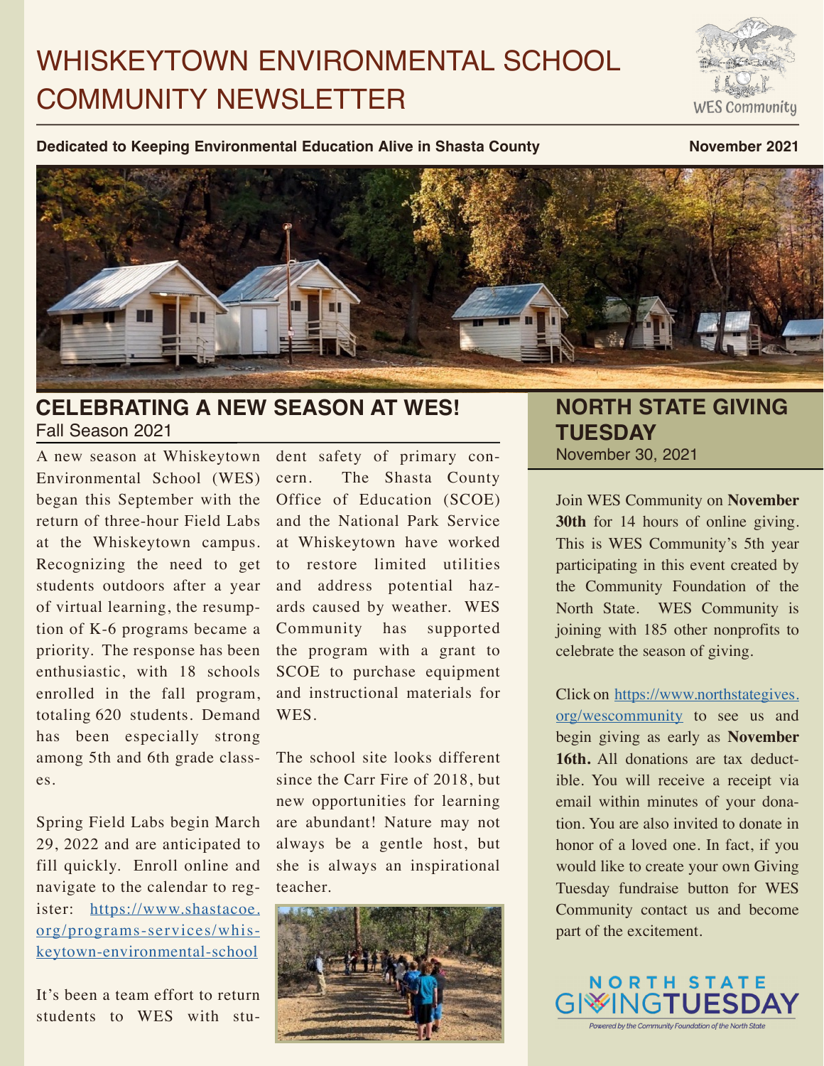# WHISKEYTOWN ENVIRONMENTAL SCHOOL COMMUNITY NEWSLETTER

**Dedicated to Keeping Environmental Education Alive in Shasta County** — **November 2021**

## CELEBRATING A NEW SEASON AT WES!

Fall Season 2021

A new season at Whiskeytown Environmental School (WES) began this September with the return of three-hour Field Labs at the Whiskeytown campus. Recognizing the need to get students outdoors after a year of virtual learning, the resumption of K-6 programs became a priority. The response has been enthusiastic, with 18 schools enrolled in the fall program, totaling 620 students. Demand has been especially strong among 5th and 6th grade classes.

Spring Field Labs begin March 29, 2022 and are anticipated to fill quickly. Enroll online and navigate to the calendar to register: https://www.shastacoe.org/programs-services/whiskeytown-environmental-school

It's been a team effort to return students to WES with student safety of primary concern. The Shasta County Office of Education (SCOE) and the National Park Service at Whiskeytown have worked to restore limited utilities and address potential hazards caused by weather. WES Community has supported the program with a grant to SCOE to purchase equipment and instructional materials for WES.

The school site looks different since the Carr Fire of 2018, but new opportunities for learning are abundant! Nature may not always be a gentle host, but she is always an inspirational teacher.

## NORTH STATE GIVING TUESDAY

November 30, 2021

Join WES Community on **November 30th** for 14 hours of online giving. This is WES Community's 5th year participating in this event created by the Community Foundation of the North State. WES Community is joining with 185 other nonprofits to celebrate the season of giving.

Click on https://www.northstategives.org/wescommunity to see us and begin giving as early as **November 16th.** All donations are tax deductible. You will receive a receipt via email within minutes of your donation. You are also invited to donate in honor of a loved one. In fact, if you would like to create your own Giving Tuesday fundraise button for WES Community contact us and become part of the excitement.

NORTH STATE GIVINGTUESDAY

*Powered by the Community Foundation of the North State*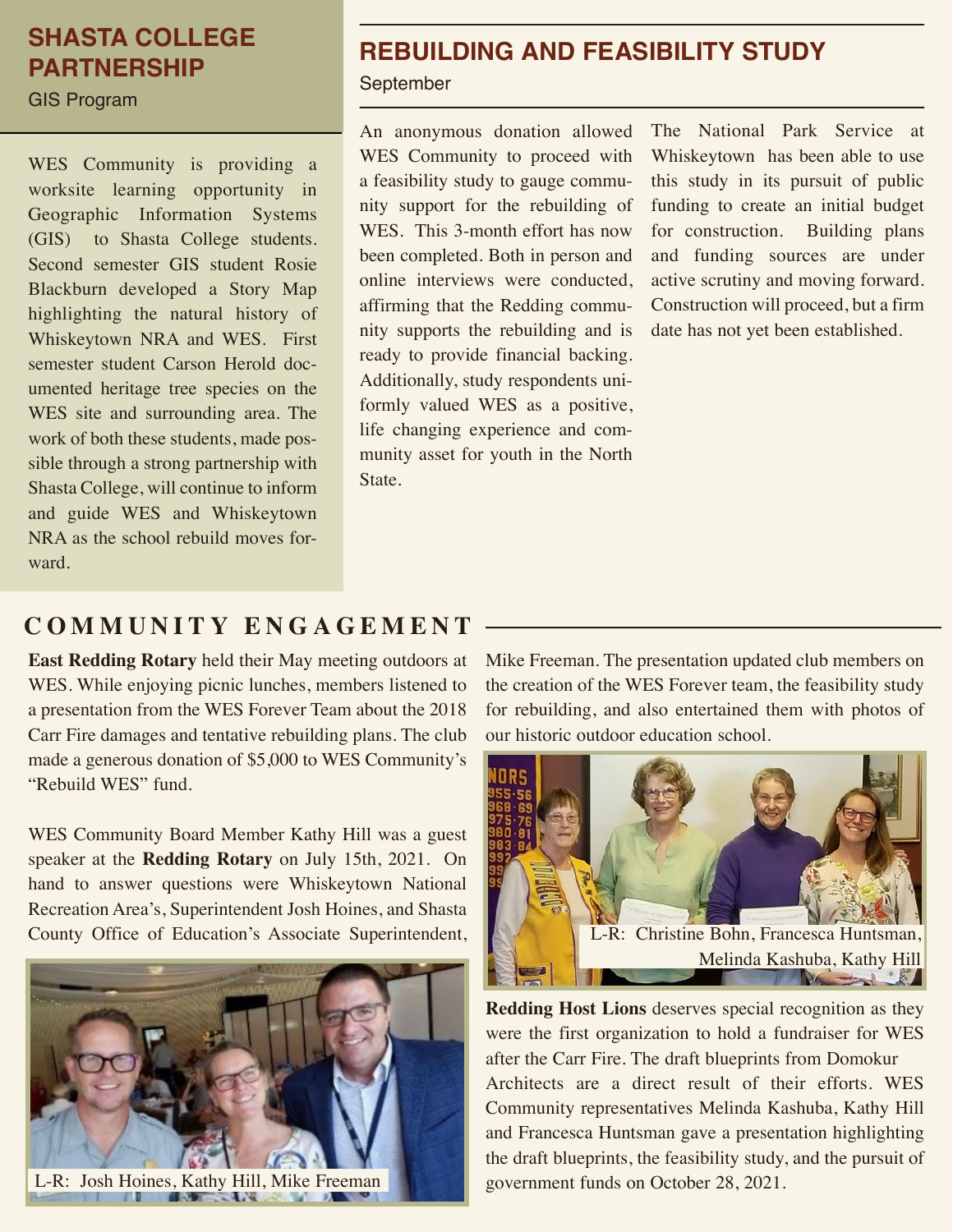## SHASTA COLLEGE PARTNERSHIP

GIS Program

WES Community is providing a worksite learning opportunity in Geographic Information Systems (GIS) to Shasta College students. Second semester GIS student Rosie Blackburn developed a Story Map highlighting the natural history of Whiskeytown NRA and WES. First semester student Carson Herold documented heritage tree species on the WES site and surrounding area. The work of both these students, made possible through a strong partnership with Shasta College, will continue to inform and guide WES and Whiskeytown NRA as the school rebuild moves forward.

## REBUILDING AND FEASIBILITY STUDY

September

An anonymous donation allowed WES Community to proceed with a feasibility study to gauge community support for the rebuilding of WES. This 3-month effort has now been completed. Both in person and online interviews were conducted, affirming that the Redding community supports the rebuilding and is ready to provide financial backing. Additionally, study respondents uniformly valued WES as a positive, life changing experience and community asset for youth in the North State.

The National Park Service at Whiskeytown has been able to use this study in its pursuit of public funding to create an initial budget for construction. Building plans and funding sources are under active scrutiny and moving forward. Construction will proceed, but a firm date has not yet been established.

## COMMUNITY ENGAGEMENT

**East Redding Rotary** held their May meeting outdoors at WES. While enjoying picnic lunches, members listened to a presentation from the WES Forever Team about the 2018 Carr Fire damages and tentative rebuilding plans. The club made a generous donation of $5,000 to WES Community's "Rebuild WES" fund.

WES Community Board Member Kathy Hill was a guest speaker at the **Redding Rotary** on July 15th, 2021. On hand to answer questions were Whiskeytown National Recreation Area's, Superintendent Josh Hoines, and Shasta County Office of Education's Associate Superintendent, Mike Freeman. The presentation updated club members on the creation of the WES Forever team, the feasibility study for rebuilding, and also entertained them with photos of our historic outdoor education school.

L-R: Josh Hoines, Kathy Hill, Mike Freeman

L-R: Christine Bohn, Francesca Huntsman, Melinda Kashuba, Kathy Hill

**Redding Host Lions** deserves special recognition as they were the first organization to hold a fundraiser for WES after the Carr Fire. The draft blueprints from Domokur Architects are a direct result of their efforts. WES Community representatives Melinda Kashuba, Kathy Hill and Francesca Huntsman gave a presentation highlighting the draft blueprints, the feasibility study, and the pursuit of government funds on October 28, 2021.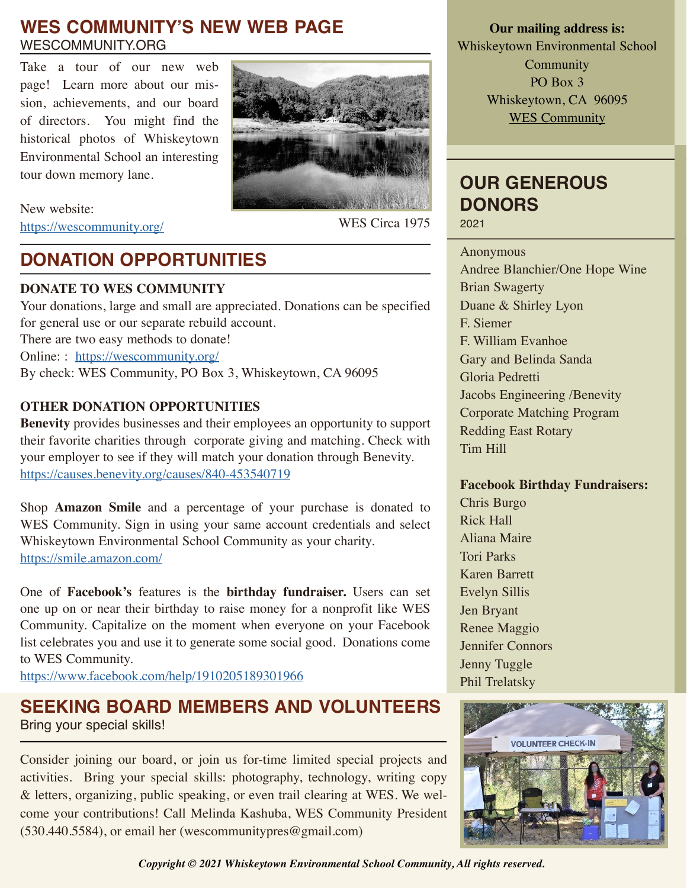## WES COMMUNITY'S NEW WEB PAGE

WESCOMMUNITY.ORG

Take a tour of our new web page! Learn more about our mission, achievements, and our board of directors. You might find the historical photos of Whiskeytown Environmental School an interesting tour down memory lane.

New website:
https://wescommunity.org/

WES Circa 1975

## DONATION OPPORTUNITIES

**DONATE TO WES COMMUNITY**

Your donations, large and small are appreciated. Donations can be specified for general use or our separate rebuild account.
There are two easy methods to donate!
Online: : https://wescommunity.org/
By check: WES Community, PO Box 3, Whiskeytown, CA 96095

**OTHER DONATION OPPORTUNITIES**

**Benevity** provides businesses and their employees an opportunity to support their favorite charities through corporate giving and matching. Check with your employer to see if they will match your donation through Benevity.
https://causes.benevity.org/causes/840-453540719

Shop **Amazon Smile** and a percentage of your purchase is donated to WES Community. Sign in using your same account credentials and select Whiskeytown Environmental School Community as your charity.
https://smile.amazon.com/

One of **Facebook's** features is the **birthday fundraiser.** Users can set one up on or near their birthday to raise money for a nonprofit like WES Community. Capitalize on the moment when everyone on your Facebook list celebrates you and use it to generate some social good. Donations come to WES Community.
https://www.facebook.com/help/1910205189301966

## SEEKING BOARD MEMBERS AND VOLUNTEERS

Bring your special skills!

Consider joining our board, or join us for-time limited special projects and activities. Bring your special skills: photography, technology, writing copy & letters, organizing, public speaking, or even trail clearing at WES. We welcome your contributions! Call Melinda Kashuba, WES Community President (530.440.5584), or email her (wescommunitypres@gmail.com)

**Our mailing address is:**
Whiskeytown Environmental School Community
PO Box 3
Whiskeytown, CA 96095
WES Community

## OUR GENEROUS DONORS

2021

Anonymous
Andree Blanchier/One Hope Wine
Brian Swagerty
Duane & Shirley Lyon
F. Siemer
F. William Evanhoe
Gary and Belinda Sanda
Gloria Pedretti
Jacobs Engineering /Benevity Corporate Matching Program
Redding East Rotary
Tim Hill

**Facebook Birthday Fundraisers:**
Chris Burgo
Rick Hall
Aliana Maire
Tori Parks
Karen Barrett
Evelyn Sillis
Jen Bryant
Renee Maggio
Jennifer Connors
Jenny Tuggle
Phil Trelatsky

*Copyright © 2021 Whiskeytown Environmental School Community, All rights reserved.*